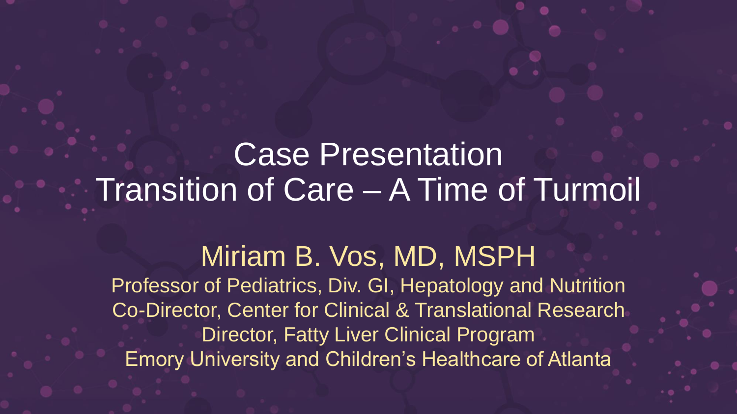# Case Presentation
# Transition of Care – A Time of Turmoil

## Miriam B. Vos, MD, MSPH

Professor of Pediatrics, Div. GI, Hepatology and Nutrition
Co-Director, Center for Clinical & Translational Research
Director, Fatty Liver Clinical Program
Emory University and Children's Healthcare of Atlanta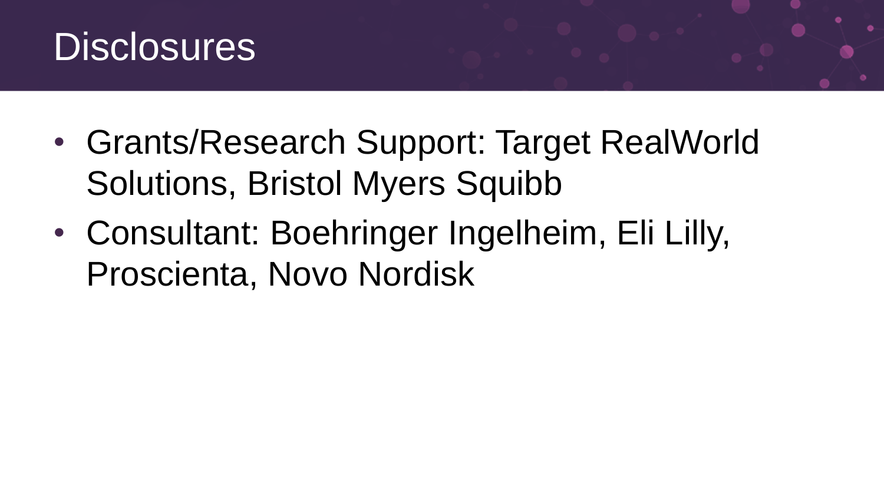# Disclosures

- Grants/Research Support: Target RealWorld Solutions, Bristol Myers Squibb
- Consultant: Boehringer Ingelheim, Eli Lilly, Proscienta, Novo Nordisk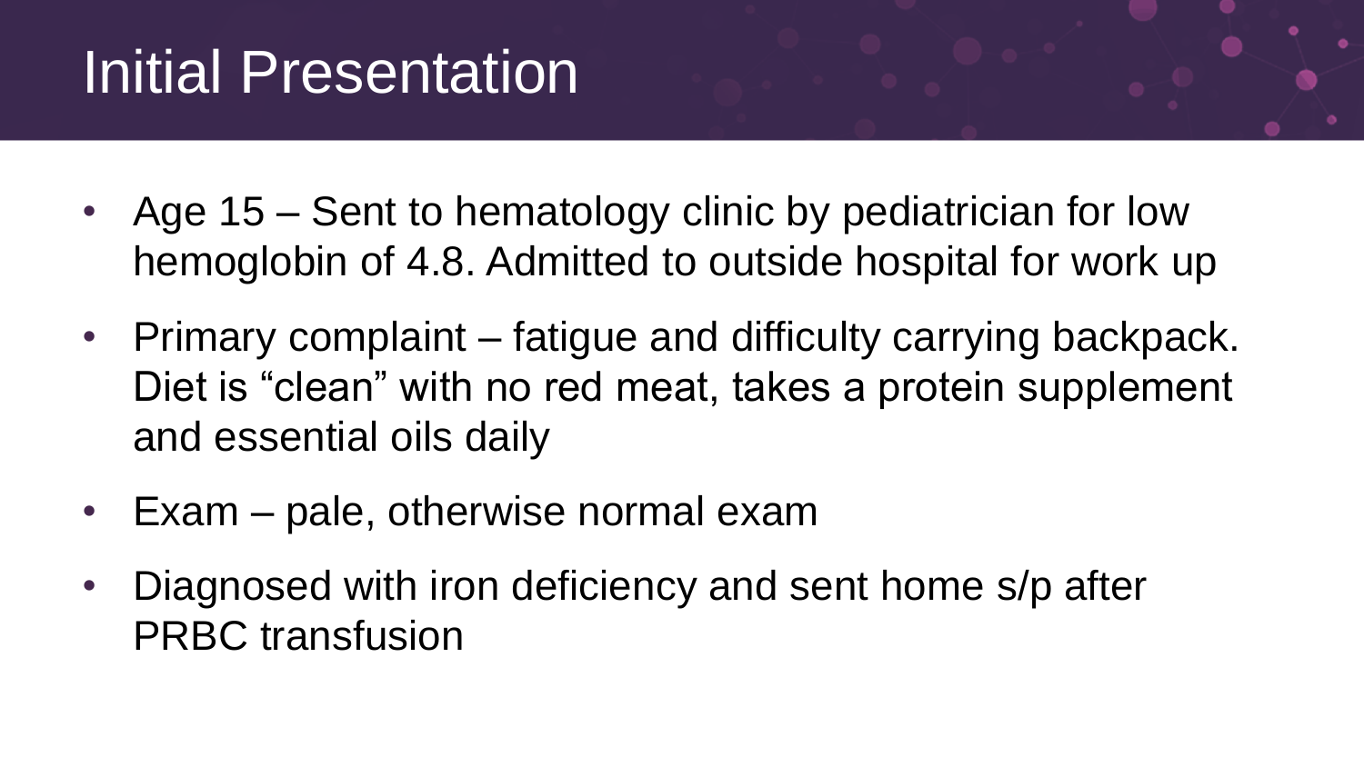# Initial Presentation

- Age 15 – Sent to hematology clinic by pediatrician for low hemoglobin of 4.8. Admitted to outside hospital for work up
- Primary complaint – fatigue and difficulty carrying backpack. Diet is "clean" with no red meat, takes a protein supplement and essential oils daily
- Exam – pale, otherwise normal exam
- Diagnosed with iron deficiency and sent home s/p after PRBC transfusion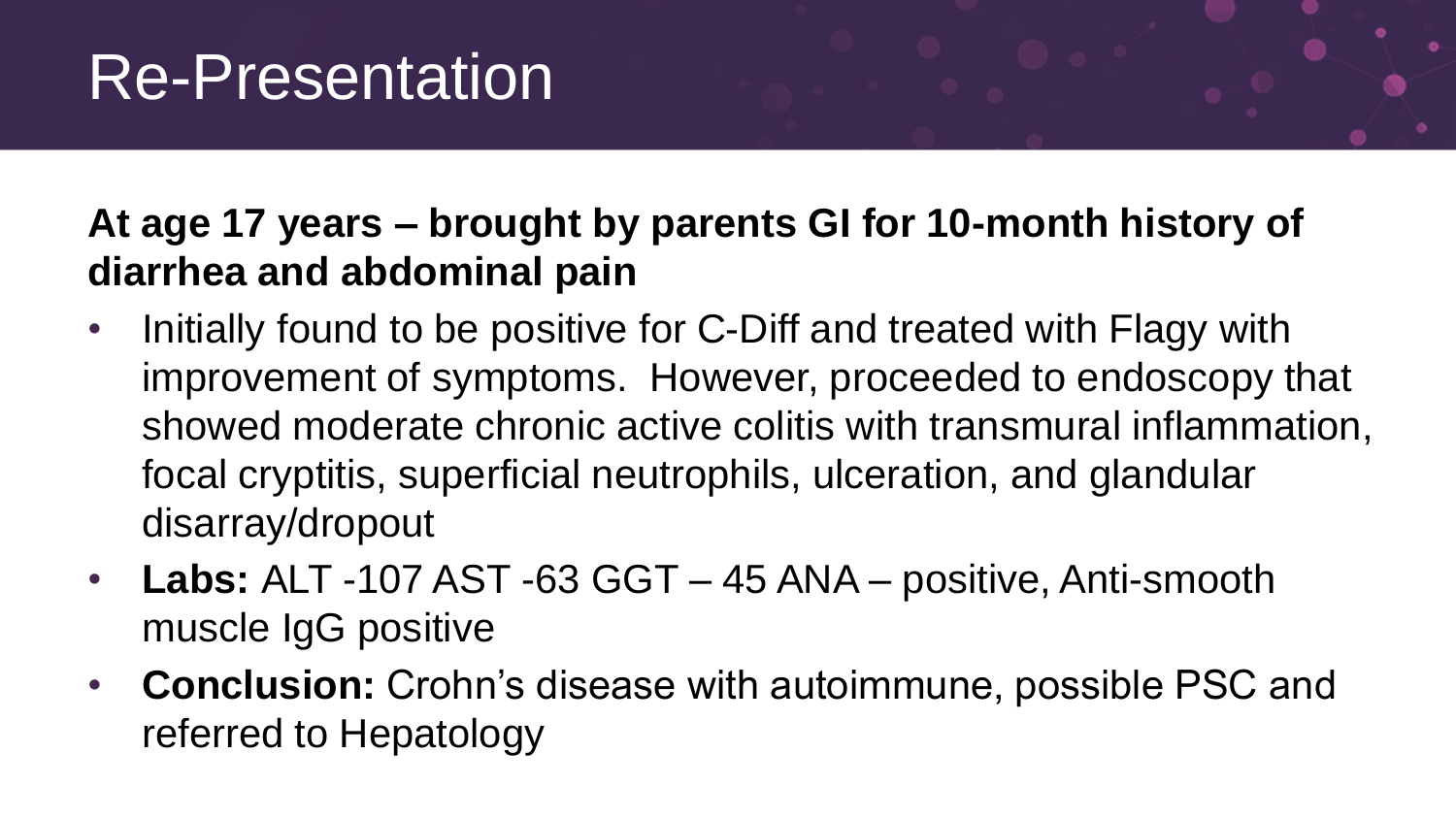# Re-Presentation

**At age 17 years – brought by parents GI for 10-month history of diarrhea and abdominal pain**

- Initially found to be positive for C-Diff and treated with Flagy with improvement of symptoms. However, proceeded to endoscopy that showed moderate chronic active colitis with transmural inflammation, focal cryptitis, superficial neutrophils, ulceration, and glandular disarray/dropout
- **Labs:** ALT -107 AST -63 GGT – 45 ANA – positive, Anti-smooth muscle IgG positive
- **Conclusion:** Crohn's disease with autoimmune, possible PSC and referred to Hepatology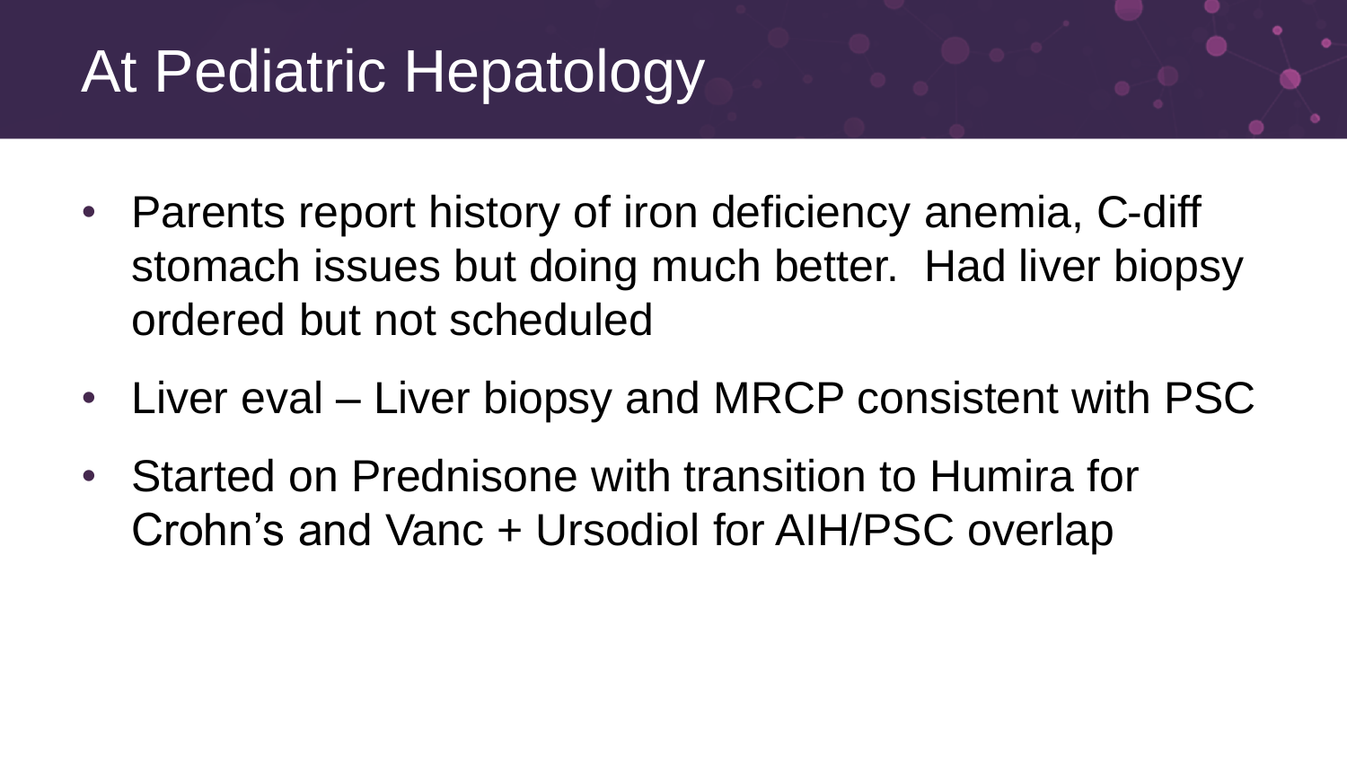# At Pediatric Hepatology

- Parents report history of iron deficiency anemia, C-diff stomach issues but doing much better. Had liver biopsy ordered but not scheduled
- Liver eval – Liver biopsy and MRCP consistent with PSC
- Started on Prednisone with transition to Humira for Crohn’s and Vanc + Ursodiol for AIH/PSC overlap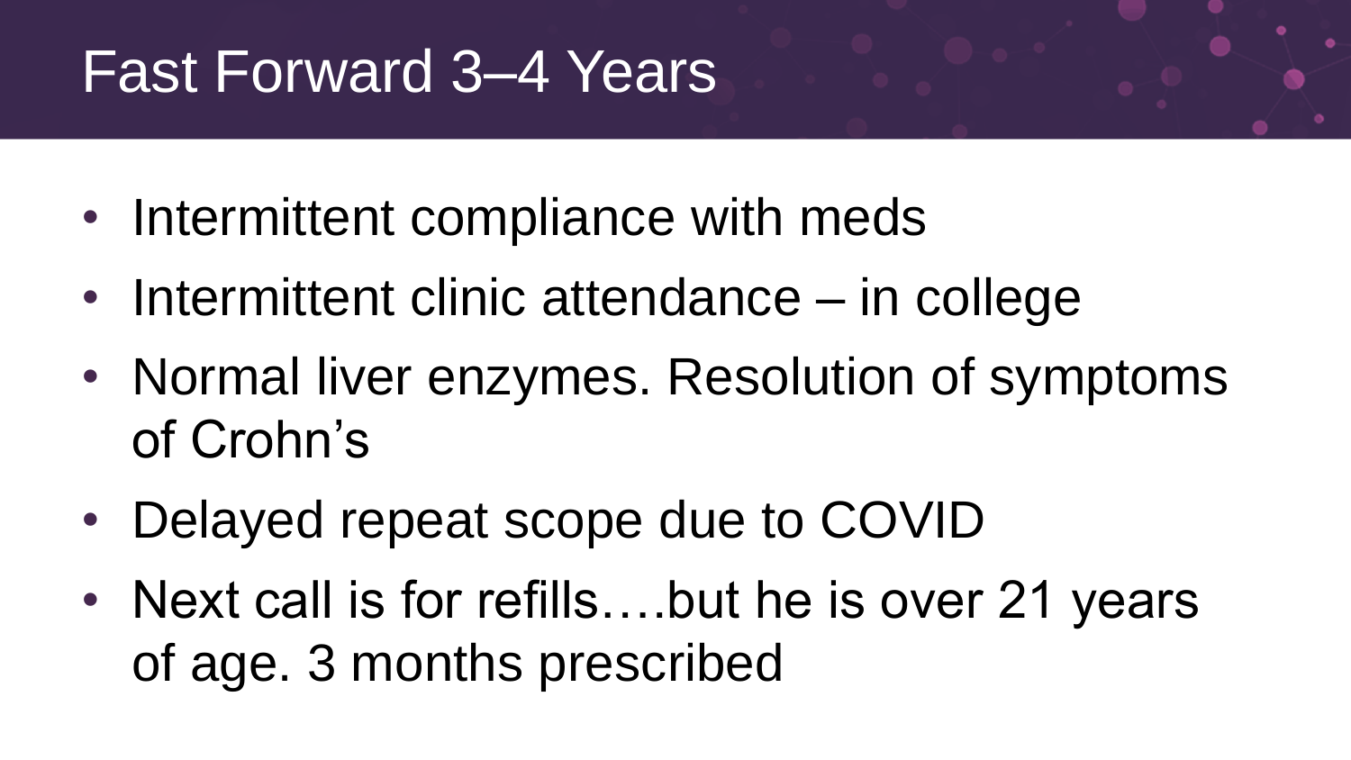# Fast Forward 3–4 Years

- Intermittent compliance with meds
- Intermittent clinic attendance – in college
- Normal liver enzymes. Resolution of symptoms of Crohn's
- Delayed repeat scope due to COVID
- Next call is for refills….but he is over 21 years of age. 3 months prescribed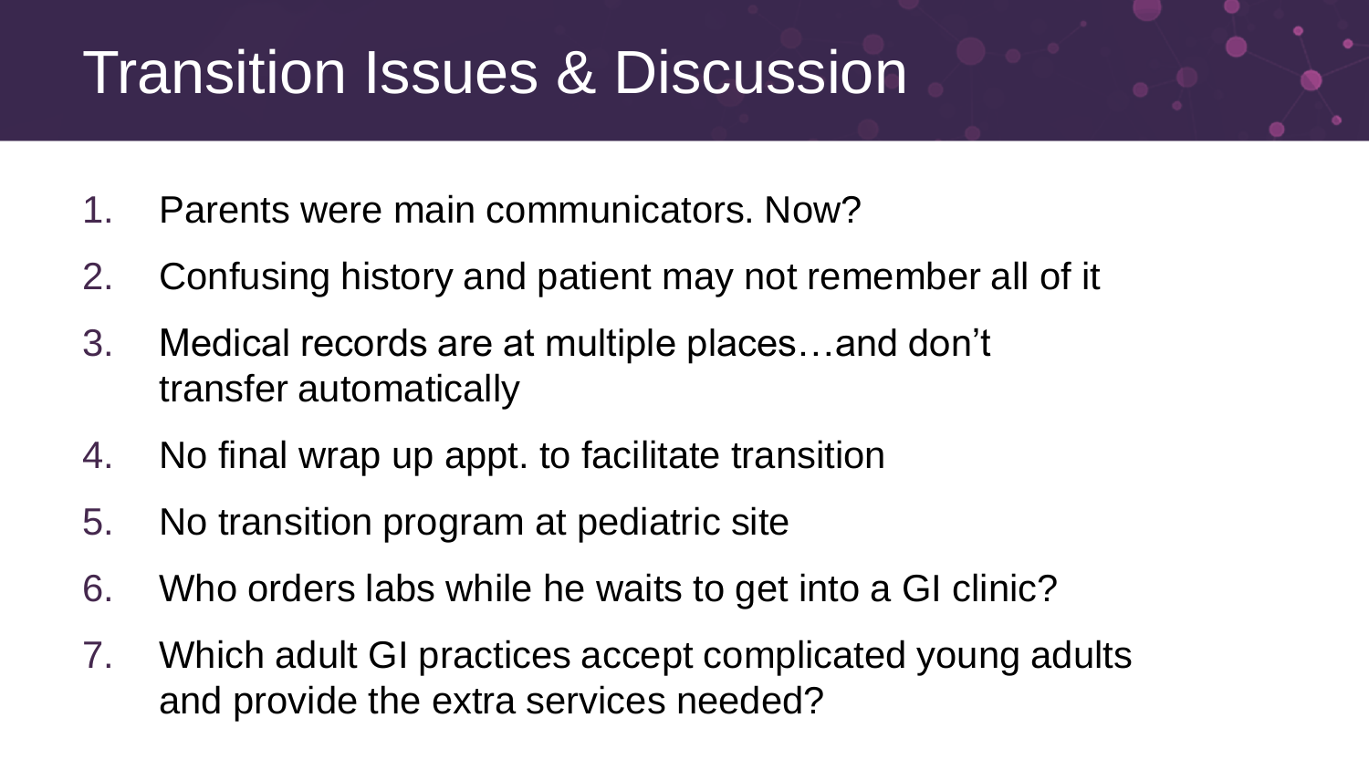# Transition Issues & Discussion

1. Parents were main communicators. Now?
2. Confusing history and patient may not remember all of it
3. Medical records are at multiple places…and don't transfer automatically
4. No final wrap up appt. to facilitate transition
5. No transition program at pediatric site
6. Who orders labs while he waits to get into a GI clinic?
7. Which adult GI practices accept complicated young adults and provide the extra services needed?